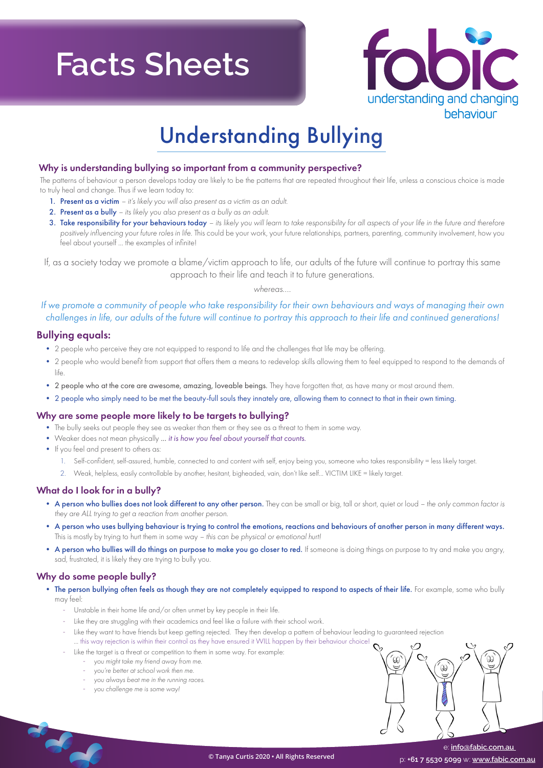# Facts Sheets

fabic — understanding and changing behaviour

# Understanding Bullying

### Why is understanding bullying so important from a community perspective?

The patterns of behaviour a person develops today are likely to be the patterns that are repeated throughout their life, unless a conscious choice is made to truly heal and change. Thus if we learn today to:

1. **Present as a victim** – *it's likely you will also present as a victim as an adult.*
2. **Present as a bully** – *its likely you also present as a bully as an adult.*
3. **Take responsibility for your behaviours today** – *its likely you will learn to take responsibility for all aspects of your life in the future and therefore positively influencing your future roles in life.* This could be your work, your future relationships, partners, parenting, community involvement, how you feel about yourself ... the examples of infinite!

If, as a society today we promote a blame/victim approach to life, our adults of the future will continue to portray this same approach to their life and teach it to future generations.

*whereas....*

*If we promote a community of people who take responsibility for their own behaviours and ways of managing their own challenges in life, our adults of the future will continue to portray this approach to their life and continued generations!*

## Bullying equals:

- 2 people who perceive they are not equipped to respond to life and the challenges that life may be offering.
- 2 people who would benefit from support that offers them a means to redevelop skills allowing them to feel equipped to respond to the demands of life.
- **2 people who at the core are awesome, amazing, loveable beings.** They have forgotten that, as have many or most around them.
- 2 people who simply need to be met the beauty-full souls they innately are, allowing them to connect to that in their own timing.

### Why are some people more likely to be targets to bullying?

- The bully seeks out people they see as weaker than them or they see as a threat to them in some way.
- Weaker does not mean physically ... *it is how you feel about yourself that counts.*
- If you feel and present to others as:
  1. Self-confident, self-assured, humble, connected to and content with self, enjoy being you, someone who takes responsibility = less likely target.
  2. Weak, helpless, easily controllable by another, hesitant, bigheaded, vain, don't like self... VICTIM LIKE = likely target.

### What do I look for in a bully?

- **A person who bullies does not look different to any other person.** They can be small or big, tall or short, quiet or loud – *the only common factor is they are ALL trying to get a reaction from another person.*
- **A person who uses bullying behaviour is trying to control the emotions, reactions and behaviours of another person in many different ways.** This is mostly by trying to hurt them in some way – *this can be physical or emotional hurt!*
- **A person who bullies will do things on purpose to make you go closer to red.** If someone is doing things on purpose to try and make you angry, sad, frustrated, it is likely they are trying to bully you.

### Why do some people bully?

- **The person bullying often feels as though they are not completely equipped to respond to aspects of their life.** For example, some who bully may feel:
  - Unstable in their home life and/or often unmet by key people in their life.
  - Like they are struggling with their academics and feel like a failure with their school work.
  - Like they want to have friends but keep getting rejected. They then develop a pattern of behaviour leading to guaranteed rejection ... this way rejection is within their control as they have ensured it WILL happen by their behaviour choice!
  - Like the target is a threat or competition to them in some way. For example:
    - *you might take my friend away from me.*
    - *you're better at school work then me.*
    - *you always beat me in the running races.*
    - *you challenge me is some way!*

© Tanya Curtis 2020 • All Rights Reserved

e: info@fabic.com.au
p: +61 7 5530 5099 w: www.fabic.com.au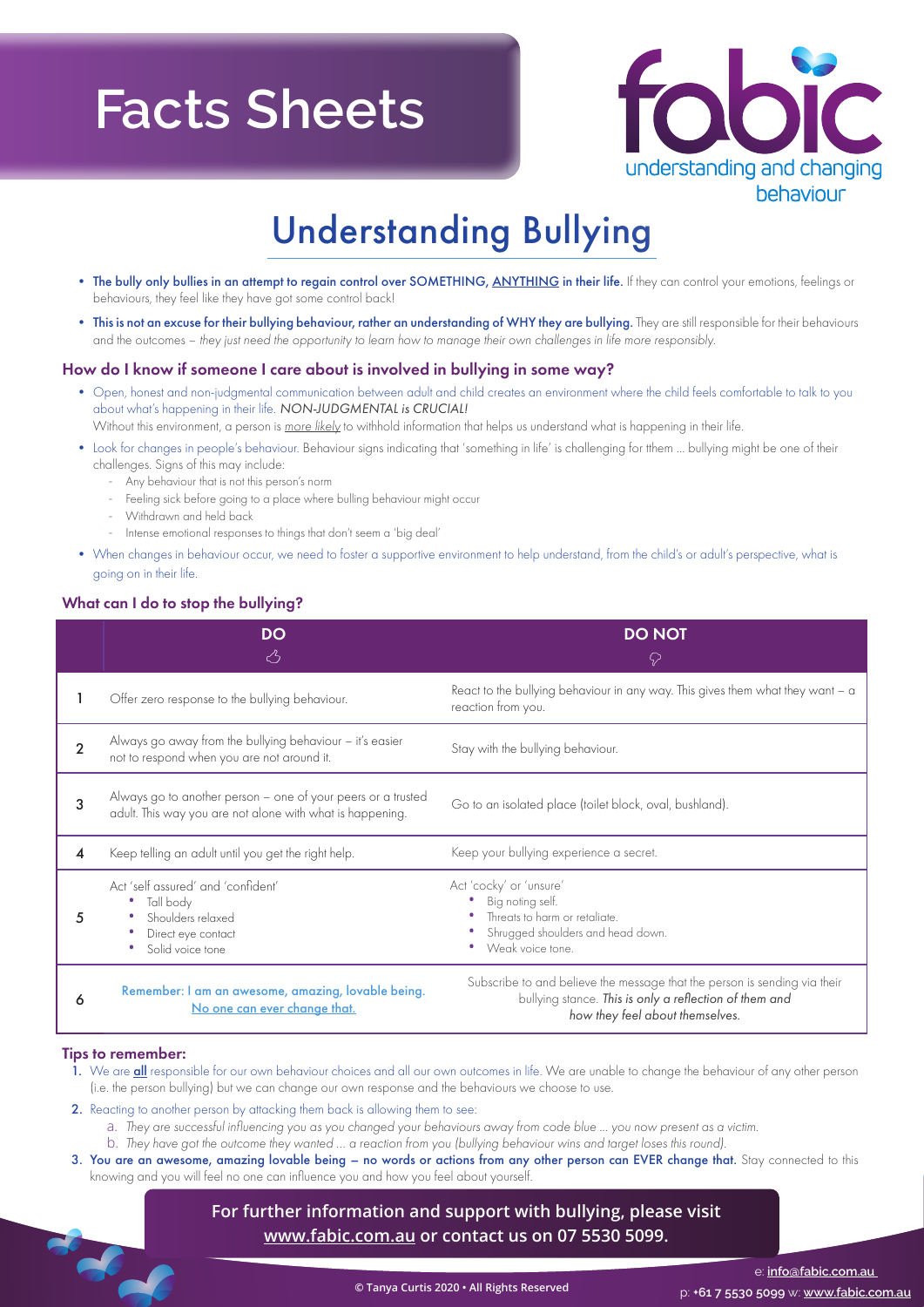# Facts Sheets

fabic
understanding and changing behaviour

# Understanding Bullying

- **The bully only bullies in an attempt to regain control over SOMETHING, ANYTHING in their life.** If they can control your emotions, feelings or behaviours, they feel like they have got some control back!
- **This is not an excuse for their bullying behaviour, rather an understanding of WHY they are bullying.** They are still responsible for their behaviours and the outcomes – *they just need the opportunity to learn how to manage their own challenges in life more responsibly.*

## How do I know if someone I care about is involved in bullying in some way?

- Open, honest and non-judgmental communication between adult and child creates an environment where the child feels comfortable to talk to you about what's happening in their life. *NON-JUDGMENTAL is CRUCIAL!*
  Without this environment, a person is *more likely* to withhold information that helps us understand what is happening in their life.
- Look for changes in people's behaviour. Behaviour signs indicating that 'something in life' is challenging for tthem ... bullying might be one of their challenges. Signs of this may include:
  - Any behaviour that is not this person's norm
  - Feeling sick before going to a place where bulling behaviour might occur
  - Withdrawn and held back
  - Intense emotional responses to things that don't seem a 'big deal'
- When changes in behaviour occur, we need to foster a supportive environment to help understand, from the child's or adult's perspective, what is going on in their life.

## What can I do to stop the bullying?

| | DO | DO NOT |
|---|---|---|
| 1 | Offer zero response to the bullying behaviour. | React to the bullying behaviour in any way. This gives them what they want – a reaction from you. |
| 2 | Always go away from the bullying behaviour – it's easier not to respond when you are not around it. | Stay with the bullying behaviour. |
| 3 | Always go to another person – one of your peers or a trusted adult. This way you are not alone with what is happening. | Go to an isolated place (toilet block, oval, bushland). |
| 4 | Keep telling an adult until you get the right help. | Keep your bullying experience a secret. |
| 5 | Act 'self assured' and 'confident'<br>• Tall body<br>• Shoulders relaxed<br>• Direct eye contact<br>• Solid voice tone | Act 'cocky' or 'unsure'<br>• Big noting self.<br>• Threats to harm or retaliate.<br>• Shrugged shoulders and head down.<br>• Weak voice tone. |
| 6 | Remember: I am an awesome, amazing, lovable being. No one can ever change that. | Subscribe to and believe the message that the person is sending via their bullying stance. *This is only a reflection of them and how they feel about themselves.* |

## Tips to remember:

1. We are **all** responsible for our own behaviour choices and all our own outcomes in life. We are unable to change the behaviour of any other person (i.e. the person bullying) but we can change our own response and the behaviours we choose to use.
2. Reacting to another person by attacking them back is allowing them to see:
   a. *They are successful influencing you as you changed your behaviours away from code blue ... you now present as a victim.*
   b. *They have got the outcome they wanted ... a reaction from you (bullying behaviour wins and target loses this round).*
3. **You are an awesome, amazing lovable being – no words or actions from any other person can EVER change that.** Stay connected to this knowing and you will feel no one can influence you and how you feel about yourself.

**For further information and support with bullying, please visit www.fabic.com.au or contact us on 07 5530 5099.**

© Tanya Curtis 2020 • All Rights Reserved

e: info@fabic.com.au
p: +61 7 5530 5099 w: www.fabic.com.au